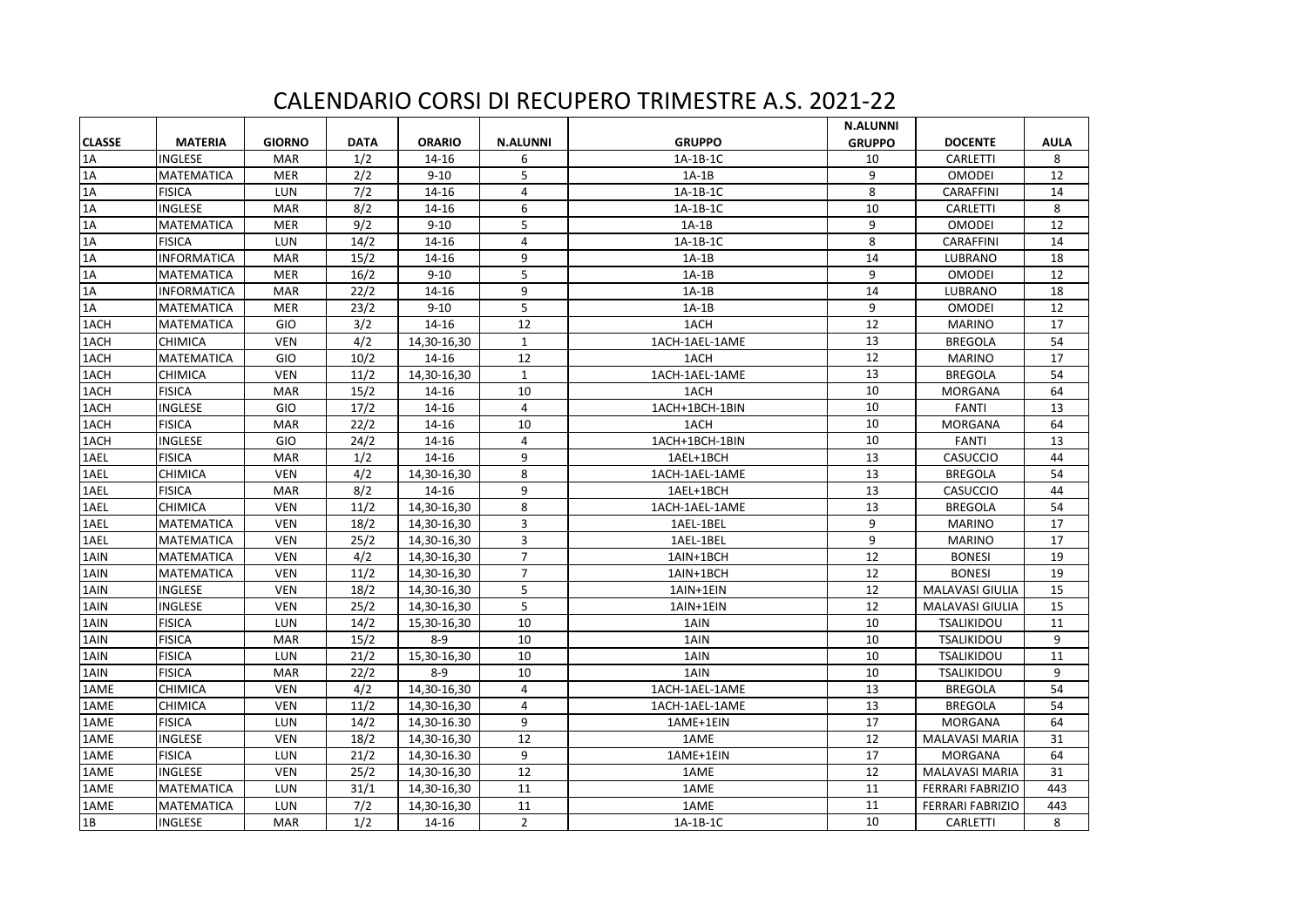# CALENDARIO CORSI DI RECUPERO TRIMESTRE A.S. 2021-22

| CLASSE | MATERIA | GIORNO | DATA | ORARIO | N.ALUNNI | GRUPPO | N.ALUNNI GRUPPO | DOCENTE | AULA |
|---|---|---|---|---|---|---|---|---|---|
| 1A | INGLESE | MAR | 1/2 | 14-16 | 6 | 1A-1B-1C | 10 | CARLETTI | 8 |
| 1A | MATEMATICA | MER | 2/2 | 9-10 | 5 | 1A-1B | 9 | OMODEI | 12 |
| 1A | FISICA | LUN | 7/2 | 14-16 | 4 | 1A-1B-1C | 8 | CARAFFINI | 14 |
| 1A | INGLESE | MAR | 8/2 | 14-16 | 6 | 1A-1B-1C | 10 | CARLETTI | 8 |
| 1A | MATEMATICA | MER | 9/2 | 9-10 | 5 | 1A-1B | 9 | OMODEI | 12 |
| 1A | FISICA | LUN | 14/2 | 14-16 | 4 | 1A-1B-1C | 8 | CARAFFINI | 14 |
| 1A | INFORMATICA | MAR | 15/2 | 14-16 | 9 | 1A-1B | 14 | LUBRANO | 18 |
| 1A | MATEMATICA | MER | 16/2 | 9-10 | 5 | 1A-1B | 9 | OMODEI | 12 |
| 1A | INFORMATICA | MAR | 22/2 | 14-16 | 9 | 1A-1B | 14 | LUBRANO | 18 |
| 1A | MATEMATICA | MER | 23/2 | 9-10 | 5 | 1A-1B | 9 | OMODEI | 12 |
| 1ACH | MATEMATICA | GIO | 3/2 | 14-16 | 12 | 1ACH | 12 | MARINO | 17 |
| 1ACH | CHIMICA | VEN | 4/2 | 14,30-16,30 | 1 | 1ACH-1AEL-1AME | 13 | BREGOLA | 54 |
| 1ACH | MATEMATICA | GIO | 10/2 | 14-16 | 12 | 1ACH | 12 | MARINO | 17 |
| 1ACH | CHIMICA | VEN | 11/2 | 14,30-16,30 | 1 | 1ACH-1AEL-1AME | 13 | BREGOLA | 54 |
| 1ACH | FISICA | MAR | 15/2 | 14-16 | 10 | 1ACH | 10 | MORGANA | 64 |
| 1ACH | INGLESE | GIO | 17/2 | 14-16 | 4 | 1ACH+1BCH-1BIN | 10 | FANTI | 13 |
| 1ACH | FISICA | MAR | 22/2 | 14-16 | 10 | 1ACH | 10 | MORGANA | 64 |
| 1ACH | INGLESE | GIO | 24/2 | 14-16 | 4 | 1ACH+1BCH-1BIN | 10 | FANTI | 13 |
| 1AEL | FISICA | MAR | 1/2 | 14-16 | 9 | 1AEL+1BCH | 13 | CASUCCIO | 44 |
| 1AEL | CHIMICA | VEN | 4/2 | 14,30-16,30 | 8 | 1ACH-1AEL-1AME | 13 | BREGOLA | 54 |
| 1AEL | FISICA | MAR | 8/2 | 14-16 | 9 | 1AEL+1BCH | 13 | CASUCCIO | 44 |
| 1AEL | CHIMICA | VEN | 11/2 | 14,30-16,30 | 8 | 1ACH-1AEL-1AME | 13 | BREGOLA | 54 |
| 1AEL | MATEMATICA | VEN | 18/2 | 14,30-16,30 | 3 | 1AEL-1BEL | 9 | MARINO | 17 |
| 1AEL | MATEMATICA | VEN | 25/2 | 14,30-16,30 | 3 | 1AEL-1BEL | 9 | MARINO | 17 |
| 1AIN | MATEMATICA | VEN | 4/2 | 14,30-16,30 | 7 | 1AIN+1BCH | 12 | BONESI | 19 |
| 1AIN | MATEMATICA | VEN | 11/2 | 14,30-16,30 | 7 | 1AIN+1BCH | 12 | BONESI | 19 |
| 1AIN | INGLESE | VEN | 18/2 | 14,30-16,30 | 5 | 1AIN+1EIN | 12 | MALAVASI GIULIA | 15 |
| 1AIN | INGLESE | VEN | 25/2 | 14,30-16,30 | 5 | 1AIN+1EIN | 12 | MALAVASI GIULIA | 15 |
| 1AIN | FISICA | LUN | 14/2 | 15,30-16,30 | 10 | 1AIN | 10 | TSALIKIDOU | 11 |
| 1AIN | FISICA | MAR | 15/2 | 8-9 | 10 | 1AIN | 10 | TSALIKIDOU | 9 |
| 1AIN | FISICA | LUN | 21/2 | 15,30-16,30 | 10 | 1AIN | 10 | TSALIKIDOU | 11 |
| 1AIN | FISICA | MAR | 22/2 | 8-9 | 10 | 1AIN | 10 | TSALIKIDOU | 9 |
| 1AME | CHIMICA | VEN | 4/2 | 14,30-16,30 | 4 | 1ACH-1AEL-1AME | 13 | BREGOLA | 54 |
| 1AME | CHIMICA | VEN | 11/2 | 14,30-16,30 | 4 | 1ACH-1AEL-1AME | 13 | BREGOLA | 54 |
| 1AME | FISICA | LUN | 14/2 | 14,30-16.30 | 9 | 1AME+1EIN | 17 | MORGANA | 64 |
| 1AME | INGLESE | VEN | 18/2 | 14,30-16,30 | 12 | 1AME | 12 | MALAVASI MARIA | 31 |
| 1AME | FISICA | LUN | 21/2 | 14,30-16.30 | 9 | 1AME+1EIN | 17 | MORGANA | 64 |
| 1AME | INGLESE | VEN | 25/2 | 14,30-16,30 | 12 | 1AME | 12 | MALAVASI MARIA | 31 |
| 1AME | MATEMATICA | LUN | 31/1 | 14,30-16,30 | 11 | 1AME | 11 | FERRARI FABRIZIO | 443 |
| 1AME | MATEMATICA | LUN | 7/2 | 14,30-16,30 | 11 | 1AME | 11 | FERRARI FABRIZIO | 443 |
| 1B | INGLESE | MAR | 1/2 | 14-16 | 2 | 1A-1B-1C | 10 | CARLETTI | 8 |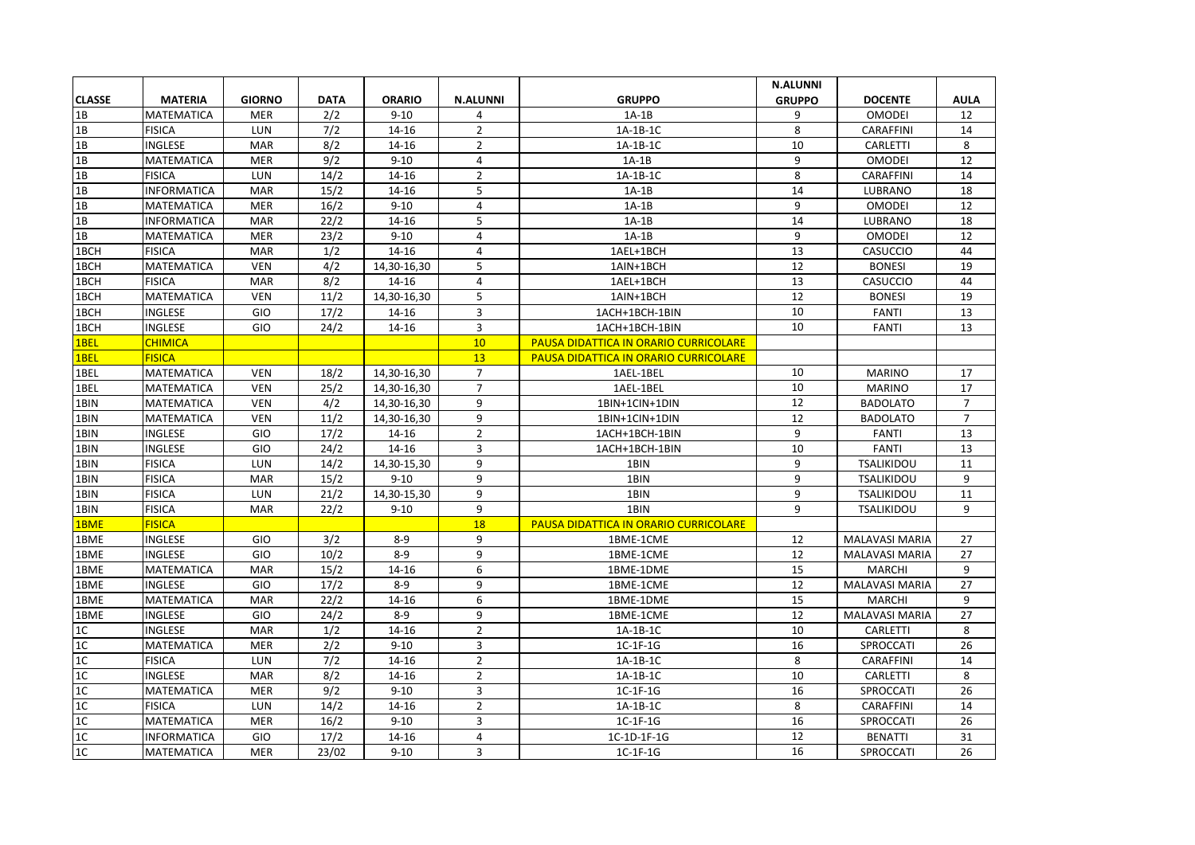| CLASSE | MATERIA | GIORNO | DATA | ORARIO | N.ALUNNI | GRUPPO | N.ALUNNI GRUPPO | DOCENTE | AULA |
|---|---|---|---|---|---|---|---|---|---|
| 1B | MATEMATICA | MER | 2/2 | 9-10 | 4 | 1A-1B | 9 | OMODEI | 12 |
| 1B | FISICA | LUN | 7/2 | 14-16 | 2 | 1A-1B-1C | 8 | CARAFFINI | 14 |
| 1B | INGLESE | MAR | 8/2 | 14-16 | 2 | 1A-1B-1C | 10 | CARLETTI | 8 |
| 1B | MATEMATICA | MER | 9/2 | 9-10 | 4 | 1A-1B | 9 | OMODEI | 12 |
| 1B | FISICA | LUN | 14/2 | 14-16 | 2 | 1A-1B-1C | 8 | CARAFFINI | 14 |
| 1B | INFORMATICA | MAR | 15/2 | 14-16 | 5 | 1A-1B | 14 | LUBRANO | 18 |
| 1B | MATEMATICA | MER | 16/2 | 9-10 | 4 | 1A-1B | 9 | OMODEI | 12 |
| 1B | INFORMATICA | MAR | 22/2 | 14-16 | 5 | 1A-1B | 14 | LUBRANO | 18 |
| 1B | MATEMATICA | MER | 23/2 | 9-10 | 4 | 1A-1B | 9 | OMODEI | 12 |
| 1BCH | FISICA | MAR | 1/2 | 14-16 | 4 | 1AEL+1BCH | 13 | CASUCCIO | 44 |
| 1BCH | MATEMATICA | VEN | 4/2 | 14,30-16,30 | 5 | 1AIN+1BCH | 12 | BONESI | 19 |
| 1BCH | FISICA | MAR | 8/2 | 14-16 | 4 | 1AEL+1BCH | 13 | CASUCCIO | 44 |
| 1BCH | MATEMATICA | VEN | 11/2 | 14,30-16,30 | 5 | 1AIN+1BCH | 12 | BONESI | 19 |
| 1BCH | INGLESE | GIO | 17/2 | 14-16 | 3 | 1ACH+1BCH-1BIN | 10 | FANTI | 13 |
| 1BCH | INGLESE | GIO | 24/2 | 14-16 | 3 | 1ACH+1BCH-1BIN | 10 | FANTI | 13 |
| 1BEL | CHIMICA | | | | 10 | PAUSA DIDATTICA IN ORARIO CURRICOLARE | | | |
| 1BEL | FISICA | | | | 13 | PAUSA DIDATTICA IN ORARIO CURRICOLARE | | | |
| 1BEL | MATEMATICA | VEN | 18/2 | 14,30-16,30 | 7 | 1AEL-1BEL | 10 | MARINO | 17 |
| 1BEL | MATEMATICA | VEN | 25/2 | 14,30-16,30 | 7 | 1AEL-1BEL | 10 | MARINO | 17 |
| 1BIN | MATEMATICA | VEN | 4/2 | 14,30-16,30 | 9 | 1BIN+1CIN+1DIN | 12 | BADOLATO | 7 |
| 1BIN | MATEMATICA | VEN | 11/2 | 14,30-16,30 | 9 | 1BIN+1CIN+1DIN | 12 | BADOLATO | 7 |
| 1BIN | INGLESE | GIO | 17/2 | 14-16 | 2 | 1ACH+1BCH-1BIN | 9 | FANTI | 13 |
| 1BIN | INGLESE | GIO | 24/2 | 14-16 | 3 | 1ACH+1BCH-1BIN | 10 | FANTI | 13 |
| 1BIN | FISICA | LUN | 14/2 | 14,30-15,30 | 9 | 1BIN | 9 | TSALIKIDOU | 11 |
| 1BIN | FISICA | MAR | 15/2 | 9-10 | 9 | 1BIN | 9 | TSALIKIDOU | 9 |
| 1BIN | FISICA | LUN | 21/2 | 14,30-15,30 | 9 | 1BIN | 9 | TSALIKIDOU | 11 |
| 1BIN | FISICA | MAR | 22/2 | 9-10 | 9 | 1BIN | 9 | TSALIKIDOU | 9 |
| 1BME | FISICA | | | | 18 | PAUSA DIDATTICA IN ORARIO CURRICOLARE | | | |
| 1BME | INGLESE | GIO | 3/2 | 8-9 | 9 | 1BME-1CME | 12 | MALAVASI MARIA | 27 |
| 1BME | INGLESE | GIO | 10/2 | 8-9 | 9 | 1BME-1CME | 12 | MALAVASI MARIA | 27 |
| 1BME | MATEMATICA | MAR | 15/2 | 14-16 | 6 | 1BME-1DME | 15 | MARCHI | 9 |
| 1BME | INGLESE | GIO | 17/2 | 8-9 | 9 | 1BME-1CME | 12 | MALAVASI MARIA | 27 |
| 1BME | MATEMATICA | MAR | 22/2 | 14-16 | 6 | 1BME-1DME | 15 | MARCHI | 9 |
| 1BME | INGLESE | GIO | 24/2 | 8-9 | 9 | 1BME-1CME | 12 | MALAVASI MARIA | 27 |
| 1C | INGLESE | MAR | 1/2 | 14-16 | 2 | 1A-1B-1C | 10 | CARLETTI | 8 |
| 1C | MATEMATICA | MER | 2/2 | 9-10 | 3 | 1C-1F-1G | 16 | SPROCCATI | 26 |
| 1C | FISICA | LUN | 7/2 | 14-16 | 2 | 1A-1B-1C | 8 | CARAFFINI | 14 |
| 1C | INGLESE | MAR | 8/2 | 14-16 | 2 | 1A-1B-1C | 10 | CARLETTI | 8 |
| 1C | MATEMATICA | MER | 9/2 | 9-10 | 3 | 1C-1F-1G | 16 | SPROCCATI | 26 |
| 1C | FISICA | LUN | 14/2 | 14-16 | 2 | 1A-1B-1C | 8 | CARAFFINI | 14 |
| 1C | MATEMATICA | MER | 16/2 | 9-10 | 3 | 1C-1F-1G | 16 | SPROCCATI | 26 |
| 1C | INFORMATICA | GIO | 17/2 | 14-16 | 4 | 1C-1D-1F-1G | 12 | BENATTI | 31 |
| 1C | MATEMATICA | MER | 23/02 | 9-10 | 3 | 1C-1F-1G | 16 | SPROCCATI | 26 |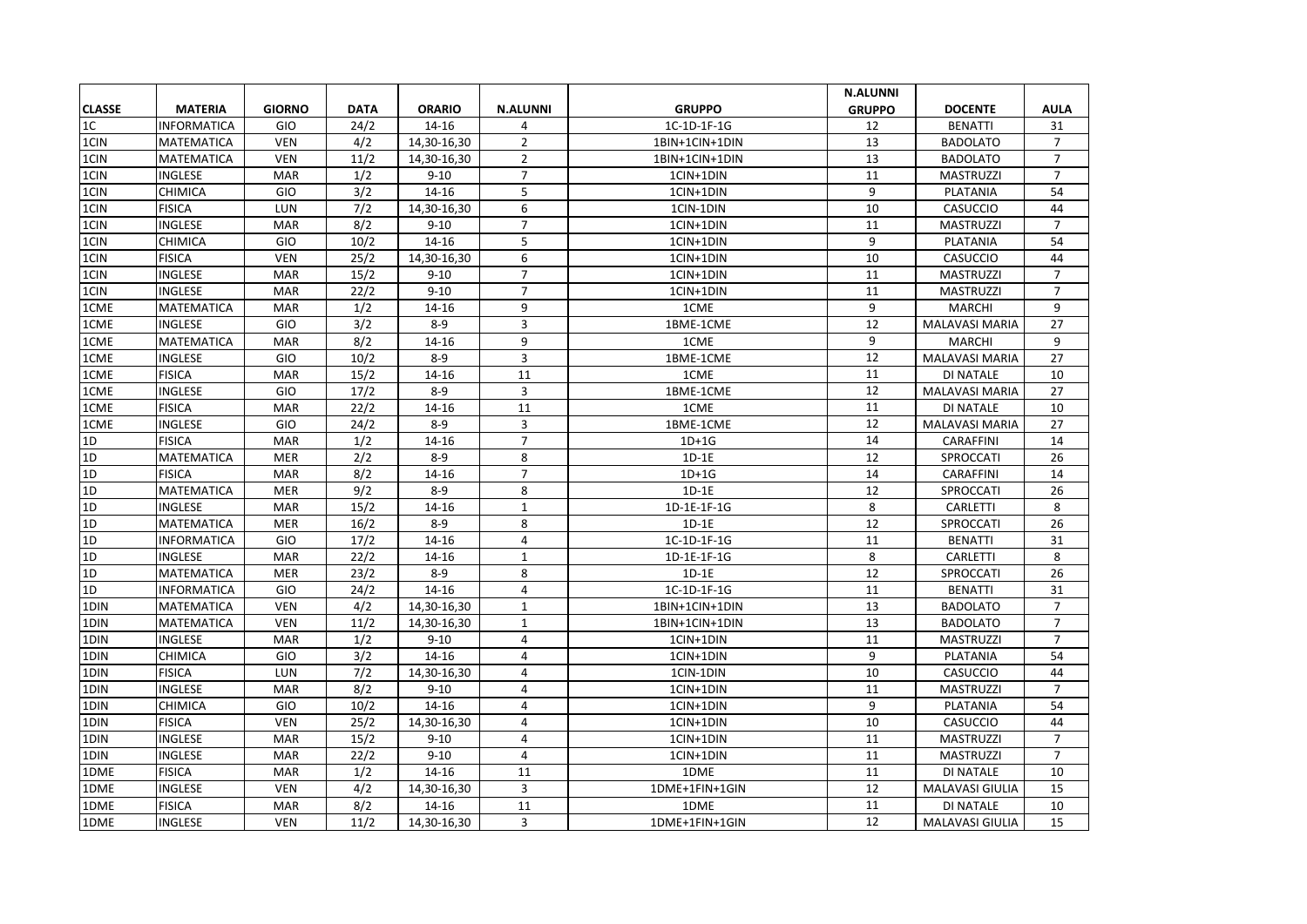| CLASSE | MATERIA | GIORNO | DATA | ORARIO | N.ALUNNI | GRUPPO | N.ALUNNI GRUPPO | DOCENTE | AULA |
|---|---|---|---|---|---|---|---|---|---|
| 1C | INFORMATICA | GIO | 24/2 | 14-16 | 4 | 1C-1D-1F-1G | 12 | BENATTI | 31 |
| 1CIN | MATEMATICA | VEN | 4/2 | 14,30-16,30 | 2 | 1BIN+1CIN+1DIN | 13 | BADOLATO | 7 |
| 1CIN | MATEMATICA | VEN | 11/2 | 14,30-16,30 | 2 | 1BIN+1CIN+1DIN | 13 | BADOLATO | 7 |
| 1CIN | INGLESE | MAR | 1/2 | 9-10 | 7 | 1CIN+1DIN | 11 | MASTRUZZI | 7 |
| 1CIN | CHIMICA | GIO | 3/2 | 14-16 | 5 | 1CIN+1DIN | 9 | PLATANIA | 54 |
| 1CIN | FISICA | LUN | 7/2 | 14,30-16,30 | 6 | 1CIN-1DIN | 10 | CASUCCIO | 44 |
| 1CIN | INGLESE | MAR | 8/2 | 9-10 | 7 | 1CIN+1DIN | 11 | MASTRUZZI | 7 |
| 1CIN | CHIMICA | GIO | 10/2 | 14-16 | 5 | 1CIN+1DIN | 9 | PLATANIA | 54 |
| 1CIN | FISICA | VEN | 25/2 | 14,30-16,30 | 6 | 1CIN+1DIN | 10 | CASUCCIO | 44 |
| 1CIN | INGLESE | MAR | 15/2 | 9-10 | 7 | 1CIN+1DIN | 11 | MASTRUZZI | 7 |
| 1CIN | INGLESE | MAR | 22/2 | 9-10 | 7 | 1CIN+1DIN | 11 | MASTRUZZI | 7 |
| 1CME | MATEMATICA | MAR | 1/2 | 14-16 | 9 | 1CME | 9 | MARCHI | 9 |
| 1CME | INGLESE | GIO | 3/2 | 8-9 | 3 | 1BME-1CME | 12 | MALAVASI MARIA | 27 |
| 1CME | MATEMATICA | MAR | 8/2 | 14-16 | 9 | 1CME | 9 | MARCHI | 9 |
| 1CME | INGLESE | GIO | 10/2 | 8-9 | 3 | 1BME-1CME | 12 | MALAVASI MARIA | 27 |
| 1CME | FISICA | MAR | 15/2 | 14-16 | 11 | 1CME | 11 | DI NATALE | 10 |
| 1CME | INGLESE | GIO | 17/2 | 8-9 | 3 | 1BME-1CME | 12 | MALAVASI MARIA | 27 |
| 1CME | FISICA | MAR | 22/2 | 14-16 | 11 | 1CME | 11 | DI NATALE | 10 |
| 1CME | INGLESE | GIO | 24/2 | 8-9 | 3 | 1BME-1CME | 12 | MALAVASI MARIA | 27 |
| 1D | FISICA | MAR | 1/2 | 14-16 | 7 | 1D+1G | 14 | CARAFFINI | 14 |
| 1D | MATEMATICA | MER | 2/2 | 8-9 | 8 | 1D-1E | 12 | SPROCCATI | 26 |
| 1D | FISICA | MAR | 8/2 | 14-16 | 7 | 1D+1G | 14 | CARAFFINI | 14 |
| 1D | MATEMATICA | MER | 9/2 | 8-9 | 8 | 1D-1E | 12 | SPROCCATI | 26 |
| 1D | INGLESE | MAR | 15/2 | 14-16 | 1 | 1D-1E-1F-1G | 8 | CARLETTI | 8 |
| 1D | MATEMATICA | MER | 16/2 | 8-9 | 8 | 1D-1E | 12 | SPROCCATI | 26 |
| 1D | INFORMATICA | GIO | 17/2 | 14-16 | 4 | 1C-1D-1F-1G | 11 | BENATTI | 31 |
| 1D | INGLESE | MAR | 22/2 | 14-16 | 1 | 1D-1E-1F-1G | 8 | CARLETTI | 8 |
| 1D | MATEMATICA | MER | 23/2 | 8-9 | 8 | 1D-1E | 12 | SPROCCATI | 26 |
| 1D | INFORMATICA | GIO | 24/2 | 14-16 | 4 | 1C-1D-1F-1G | 11 | BENATTI | 31 |
| 1DIN | MATEMATICA | VEN | 4/2 | 14,30-16,30 | 1 | 1BIN+1CIN+1DIN | 13 | BADOLATO | 7 |
| 1DIN | MATEMATICA | VEN | 11/2 | 14,30-16,30 | 1 | 1BIN+1CIN+1DIN | 13 | BADOLATO | 7 |
| 1DIN | INGLESE | MAR | 1/2 | 9-10 | 4 | 1CIN+1DIN | 11 | MASTRUZZI | 7 |
| 1DIN | CHIMICA | GIO | 3/2 | 14-16 | 4 | 1CIN+1DIN | 9 | PLATANIA | 54 |
| 1DIN | FISICA | LUN | 7/2 | 14,30-16,30 | 4 | 1CIN-1DIN | 10 | CASUCCIO | 44 |
| 1DIN | INGLESE | MAR | 8/2 | 9-10 | 4 | 1CIN+1DIN | 11 | MASTRUZZI | 7 |
| 1DIN | CHIMICA | GIO | 10/2 | 14-16 | 4 | 1CIN+1DIN | 9 | PLATANIA | 54 |
| 1DIN | FISICA | VEN | 25/2 | 14,30-16,30 | 4 | 1CIN+1DIN | 10 | CASUCCIO | 44 |
| 1DIN | INGLESE | MAR | 15/2 | 9-10 | 4 | 1CIN+1DIN | 11 | MASTRUZZI | 7 |
| 1DIN | INGLESE | MAR | 22/2 | 9-10 | 4 | 1CIN+1DIN | 11 | MASTRUZZI | 7 |
| 1DME | FISICA | MAR | 1/2 | 14-16 | 11 | 1DME | 11 | DI NATALE | 10 |
| 1DME | INGLESE | VEN | 4/2 | 14,30-16,30 | 3 | 1DME+1FIN+1GIN | 12 | MALAVASI GIULIA | 15 |
| 1DME | FISICA | MAR | 8/2 | 14-16 | 11 | 1DME | 11 | DI NATALE | 10 |
| 1DME | INGLESE | VEN | 11/2 | 14,30-16,30 | 3 | 1DME+1FIN+1GIN | 12 | MALAVASI GIULIA | 15 |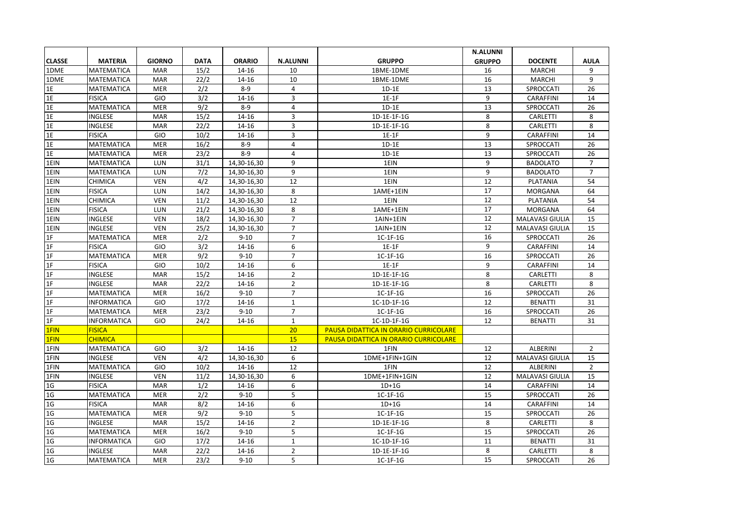| CLASSE | MATERIA | GIORNO | DATA | ORARIO | N.ALUNNI | GRUPPO | N.ALUNNI GRUPPO | DOCENTE | AULA |
|---|---|---|---|---|---|---|---|---|---|
| 1DME | MATEMATICA | MAR | 15/2 | 14-16 | 10 | 1BME-1DME | 16 | MARCHI | 9 |
| 1DME | MATEMATICA | MAR | 22/2 | 14-16 | 10 | 1BME-1DME | 16 | MARCHI | 9 |
| 1E | MATEMATICA | MER | 2/2 | 8-9 | 4 | 1D-1E | 13 | SPROCCATI | 26 |
| 1E | FISICA | GIO | 3/2 | 14-16 | 3 | 1E-1F | 9 | CARAFFINI | 14 |
| 1E | MATEMATICA | MER | 9/2 | 8-9 | 4 | 1D-1E | 13 | SPROCCATI | 26 |
| 1E | INGLESE | MAR | 15/2 | 14-16 | 3 | 1D-1E-1F-1G | 8 | CARLETTI | 8 |
| 1E | INGLESE | MAR | 22/2 | 14-16 | 3 | 1D-1E-1F-1G | 8 | CARLETTI | 8 |
| 1E | FISICA | GIO | 10/2 | 14-16 | 3 | 1E-1F | 9 | CARAFFINI | 14 |
| 1E | MATEMATICA | MER | 16/2 | 8-9 | 4 | 1D-1E | 13 | SPROCCATI | 26 |
| 1E | MATEMATICA | MER | 23/2 | 8-9 | 4 | 1D-1E | 13 | SPROCCATI | 26 |
| 1EIN | MATEMATICA | LUN | 31/1 | 14,30-16,30 | 9 | 1EIN | 9 | BADOLATO | 7 |
| 1EIN | MATEMATICA | LUN | 7/2 | 14,30-16,30 | 9 | 1EIN | 9 | BADOLATO | 7 |
| 1EIN | CHIMICA | VEN | 4/2 | 14,30-16,30 | 12 | 1EIN | 12 | PLATANIA | 54 |
| 1EIN | FISICA | LUN | 14/2 | 14,30-16,30 | 8 | 1AME+1EIN | 17 | MORGANA | 64 |
| 1EIN | CHIMICA | VEN | 11/2 | 14,30-16,30 | 12 | 1EIN | 12 | PLATANIA | 54 |
| 1EIN | FISICA | LUN | 21/2 | 14,30-16,30 | 8 | 1AME+1EIN | 17 | MORGANA | 64 |
| 1EIN | INGLESE | VEN | 18/2 | 14,30-16,30 | 7 | 1AIN+1EIN | 12 | MALAVASI GIULIA | 15 |
| 1EIN | INGLESE | VEN | 25/2 | 14,30-16,30 | 7 | 1AIN+1EIN | 12 | MALAVASI GIULIA | 15 |
| 1F | MATEMATICA | MER | 2/2 | 9-10 | 7 | 1C-1F-1G | 16 | SPROCCATI | 26 |
| 1F | FISICA | GIO | 3/2 | 14-16 | 6 | 1E-1F | 9 | CARAFFINI | 14 |
| 1F | MATEMATICA | MER | 9/2 | 9-10 | 7 | 1C-1F-1G | 16 | SPROCCATI | 26 |
| 1F | FISICA | GIO | 10/2 | 14-16 | 6 | 1E-1F | 9 | CARAFFINI | 14 |
| 1F | INGLESE | MAR | 15/2 | 14-16 | 2 | 1D-1E-1F-1G | 8 | CARLETTI | 8 |
| 1F | INGLESE | MAR | 22/2 | 14-16 | 2 | 1D-1E-1F-1G | 8 | CARLETTI | 8 |
| 1F | MATEMATICA | MER | 16/2 | 9-10 | 7 | 1C-1F-1G | 16 | SPROCCATI | 26 |
| 1F | INFORMATICA | GIO | 17/2 | 14-16 | 1 | 1C-1D-1F-1G | 12 | BENATTI | 31 |
| 1F | MATEMATICA | MER | 23/2 | 9-10 | 7 | 1C-1F-1G | 16 | SPROCCATI | 26 |
| 1F | INFORMATICA | GIO | 24/2 | 14-16 | 1 | 1C-1D-1F-1G | 12 | BENATTI | 31 |
| 1FIN | FISICA | | | | 20 | PAUSA DIDATTICA IN ORARIO CURRICOLARE | | | |
| 1FIN | CHIMICA | | | | 15 | PAUSA DIDATTICA IN ORARIO CURRICOLARE | | | |
| 1FIN | MATEMATICA | GIO | 3/2 | 14-16 | 12 | 1FIN | 12 | ALBERINI | 2 |
| 1FIN | INGLESE | VEN | 4/2 | 14,30-16,30 | 6 | 1DME+1FIN+1GIN | 12 | MALAVASI GIULIA | 15 |
| 1FIN | MATEMATICA | GIO | 10/2 | 14-16 | 12 | 1FIN | 12 | ALBERINI | 2 |
| 1FIN | INGLESE | VEN | 11/2 | 14,30-16,30 | 6 | 1DME+1FIN+1GIN | 12 | MALAVASI GIULIA | 15 |
| 1G | FISICA | MAR | 1/2 | 14-16 | 6 | 1D+1G | 14 | CARAFFINI | 14 |
| 1G | MATEMATICA | MER | 2/2 | 9-10 | 5 | 1C-1F-1G | 15 | SPROCCATI | 26 |
| 1G | FISICA | MAR | 8/2 | 14-16 | 6 | 1D+1G | 14 | CARAFFINI | 14 |
| 1G | MATEMATICA | MER | 9/2 | 9-10 | 5 | 1C-1F-1G | 15 | SPROCCATI | 26 |
| 1G | INGLESE | MAR | 15/2 | 14-16 | 2 | 1D-1E-1F-1G | 8 | CARLETTI | 8 |
| 1G | MATEMATICA | MER | 16/2 | 9-10 | 5 | 1C-1F-1G | 15 | SPROCCATI | 26 |
| 1G | INFORMATICA | GIO | 17/2 | 14-16 | 1 | 1C-1D-1F-1G | 11 | BENATTI | 31 |
| 1G | INGLESE | MAR | 22/2 | 14-16 | 2 | 1D-1E-1F-1G | 8 | CARLETTI | 8 |
| 1G | MATEMATICA | MER | 23/2 | 9-10 | 5 | 1C-1F-1G | 15 | SPROCCATI | 26 |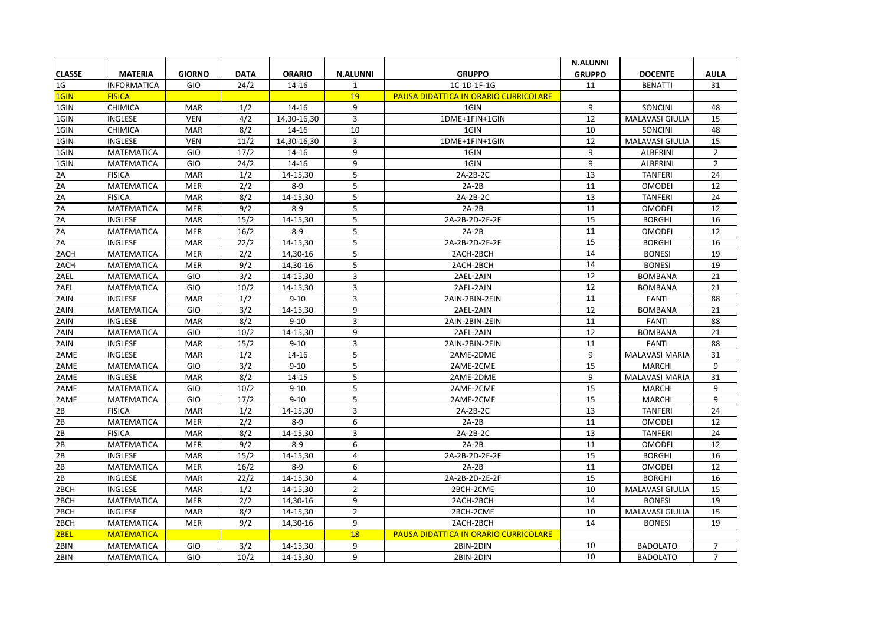| CLASSE | MATERIA | GIORNO | DATA | ORARIO | N.ALUNNI | GRUPPO | N.ALUNNI GRUPPO | DOCENTE | AULA |
|---|---|---|---|---|---|---|---|---|---|
| 1G | INFORMATICA | GIO | 24/2 | 14-16 | 1 | 1C-1D-1F-1G | 11 | BENATTI | 31 |
| 1GIN | FISICA | | | | 19 | PAUSA DIDATTICA IN ORARIO CURRICOLARE | | | |
| 1GIN | CHIMICA | MAR | 1/2 | 14-16 | 9 | 1GIN | 9 | SONCINI | 48 |
| 1GIN | INGLESE | VEN | 4/2 | 14,30-16,30 | 3 | 1DME+1FIN+1GIN | 12 | MALAVASI GIULIA | 15 |
| 1GIN | CHIMICA | MAR | 8/2 | 14-16 | 10 | 1GIN | 10 | SONCINI | 48 |
| 1GIN | INGLESE | VEN | 11/2 | 14,30-16,30 | 3 | 1DME+1FIN+1GIN | 12 | MALAVASI GIULIA | 15 |
| 1GIN | MATEMATICA | GIO | 17/2 | 14-16 | 9 | 1GIN | 9 | ALBERINI | 2 |
| 1GIN | MATEMATICA | GIO | 24/2 | 14-16 | 9 | 1GIN | 9 | ALBERINI | 2 |
| 2A | FISICA | MAR | 1/2 | 14-15,30 | 5 | 2A-2B-2C | 13 | TANFERI | 24 |
| 2A | MATEMATICA | MER | 2/2 | 8-9 | 5 | 2A-2B | 11 | OMODEI | 12 |
| 2A | FISICA | MAR | 8/2 | 14-15,30 | 5 | 2A-2B-2C | 13 | TANFERI | 24 |
| 2A | MATEMATICA | MER | 9/2 | 8-9 | 5 | 2A-2B | 11 | OMODEI | 12 |
| 2A | INGLESE | MAR | 15/2 | 14-15,30 | 5 | 2A-2B-2D-2E-2F | 15 | BORGHI | 16 |
| 2A | MATEMATICA | MER | 16/2 | 8-9 | 5 | 2A-2B | 11 | OMODEI | 12 |
| 2A | INGLESE | MAR | 22/2 | 14-15,30 | 5 | 2A-2B-2D-2E-2F | 15 | BORGHI | 16 |
| 2ACH | MATEMATICA | MER | 2/2 | 14,30-16 | 5 | 2ACH-2BCH | 14 | BONESI | 19 |
| 2ACH | MATEMATICA | MER | 9/2 | 14,30-16 | 5 | 2ACH-2BCH | 14 | BONESI | 19 |
| 2AEL | MATEMATICA | GIO | 3/2 | 14-15,30 | 3 | 2AEL-2AIN | 12 | BOMBANA | 21 |
| 2AEL | MATEMATICA | GIO | 10/2 | 14-15,30 | 3 | 2AEL-2AIN | 12 | BOMBANA | 21 |
| 2AIN | INGLESE | MAR | 1/2 | 9-10 | 3 | 2AIN-2BIN-2EIN | 11 | FANTI | 88 |
| 2AIN | MATEMATICA | GIO | 3/2 | 14-15,30 | 9 | 2AEL-2AIN | 12 | BOMBANA | 21 |
| 2AIN | INGLESE | MAR | 8/2 | 9-10 | 3 | 2AIN-2BIN-2EIN | 11 | FANTI | 88 |
| 2AIN | MATEMATICA | GIO | 10/2 | 14-15,30 | 9 | 2AEL-2AIN | 12 | BOMBANA | 21 |
| 2AIN | INGLESE | MAR | 15/2 | 9-10 | 3 | 2AIN-2BIN-2EIN | 11 | FANTI | 88 |
| 2AME | INGLESE | MAR | 1/2 | 14-16 | 5 | 2AME-2DME | 9 | MALAVASI MARIA | 31 |
| 2AME | MATEMATICA | GIO | 3/2 | 9-10 | 5 | 2AME-2CME | 15 | MARCHI | 9 |
| 2AME | INGLESE | MAR | 8/2 | 14-15 | 5 | 2AME-2DME | 9 | MALAVASI MARIA | 31 |
| 2AME | MATEMATICA | GIO | 10/2 | 9-10 | 5 | 2AME-2CME | 15 | MARCHI | 9 |
| 2AME | MATEMATICA | GIO | 17/2 | 9-10 | 5 | 2AME-2CME | 15 | MARCHI | 9 |
| 2B | FISICA | MAR | 1/2 | 14-15,30 | 3 | 2A-2B-2C | 13 | TANFERI | 24 |
| 2B | MATEMATICA | MER | 2/2 | 8-9 | 6 | 2A-2B | 11 | OMODEI | 12 |
| 2B | FISICA | MAR | 8/2 | 14-15,30 | 3 | 2A-2B-2C | 13 | TANFERI | 24 |
| 2B | MATEMATICA | MER | 9/2 | 8-9 | 6 | 2A-2B | 11 | OMODEI | 12 |
| 2B | INGLESE | MAR | 15/2 | 14-15,30 | 4 | 2A-2B-2D-2E-2F | 15 | BORGHI | 16 |
| 2B | MATEMATICA | MER | 16/2 | 8-9 | 6 | 2A-2B | 11 | OMODEI | 12 |
| 2B | INGLESE | MAR | 22/2 | 14-15,30 | 4 | 2A-2B-2D-2E-2F | 15 | BORGHI | 16 |
| 2BCH | INGLESE | MAR | 1/2 | 14-15,30 | 2 | 2BCH-2CME | 10 | MALAVASI GIULIA | 15 |
| 2BCH | MATEMATICA | MER | 2/2 | 14,30-16 | 9 | 2ACH-2BCH | 14 | BONESI | 19 |
| 2BCH | INGLESE | MAR | 8/2 | 14-15,30 | 2 | 2BCH-2CME | 10 | MALAVASI GIULIA | 15 |
| 2BCH | MATEMATICA | MER | 9/2 | 14,30-16 | 9 | 2ACH-2BCH | 14 | BONESI | 19 |
| 2BEL | MATEMATICA | | | | 18 | PAUSA DIDATTICA IN ORARIO CURRICOLARE | | | |
| 2BIN | MATEMATICA | GIO | 3/2 | 14-15,30 | 9 | 2BIN-2DIN | 10 | BADOLATO | 7 |
| 2BIN | MATEMATICA | GIO | 10/2 | 14-15,30 | 9 | 2BIN-2DIN | 10 | BADOLATO | 7 |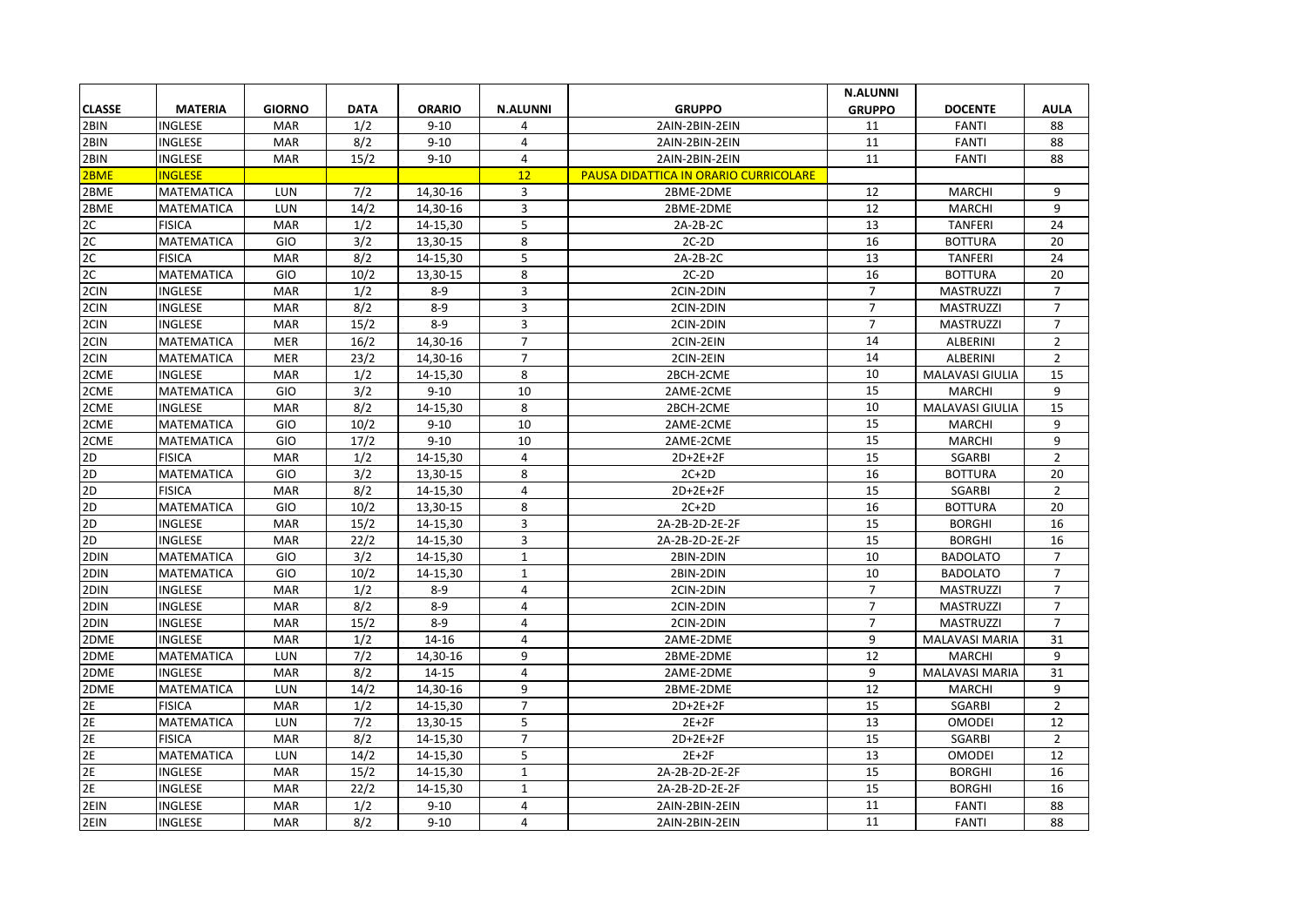| CLASSE | MATERIA | GIORNO | DATA | ORARIO | N.ALUNNI | GRUPPO | N.ALUNNI GRUPPO | DOCENTE | AULA |
|---|---|---|---|---|---|---|---|---|---|
| 2BIN | INGLESE | MAR | 1/2 | 9-10 | 4 | 2AIN-2BIN-2EIN | 11 | FANTI | 88 |
| 2BIN | INGLESE | MAR | 8/2 | 9-10 | 4 | 2AIN-2BIN-2EIN | 11 | FANTI | 88 |
| 2BIN | INGLESE | MAR | 15/2 | 9-10 | 4 | 2AIN-2BIN-2EIN | 11 | FANTI | 88 |
| 2BME | INGLESE | | | | 12 | PAUSA DIDATTICA IN ORARIO CURRICOLARE | | | |
| 2BME | MATEMATICA | LUN | 7/2 | 14,30-16 | 3 | 2BME-2DME | 12 | MARCHI | 9 |
| 2BME | MATEMATICA | LUN | 14/2 | 14,30-16 | 3 | 2BME-2DME | 12 | MARCHI | 9 |
| 2C | FISICA | MAR | 1/2 | 14-15,30 | 5 | 2A-2B-2C | 13 | TANFERI | 24 |
| 2C | MATEMATICA | GIO | 3/2 | 13,30-15 | 8 | 2C-2D | 16 | BOTTURA | 20 |
| 2C | FISICA | MAR | 8/2 | 14-15,30 | 5 | 2A-2B-2C | 13 | TANFERI | 24 |
| 2C | MATEMATICA | GIO | 10/2 | 13,30-15 | 8 | 2C-2D | 16 | BOTTURA | 20 |
| 2CIN | INGLESE | MAR | 1/2 | 8-9 | 3 | 2CIN-2DIN | 7 | MASTRUZZI | 7 |
| 2CIN | INGLESE | MAR | 8/2 | 8-9 | 3 | 2CIN-2DIN | 7 | MASTRUZZI | 7 |
| 2CIN | INGLESE | MAR | 15/2 | 8-9 | 3 | 2CIN-2DIN | 7 | MASTRUZZI | 7 |
| 2CIN | MATEMATICA | MER | 16/2 | 14,30-16 | 7 | 2CIN-2EIN | 14 | ALBERINI | 2 |
| 2CIN | MATEMATICA | MER | 23/2 | 14,30-16 | 7 | 2CIN-2EIN | 14 | ALBERINI | 2 |
| 2CME | INGLESE | MAR | 1/2 | 14-15,30 | 8 | 2BCH-2CME | 10 | MALAVASI GIULIA | 15 |
| 2CME | MATEMATICA | GIO | 3/2 | 9-10 | 10 | 2AME-2CME | 15 | MARCHI | 9 |
| 2CME | INGLESE | MAR | 8/2 | 14-15,30 | 8 | 2BCH-2CME | 10 | MALAVASI GIULIA | 15 |
| 2CME | MATEMATICA | GIO | 10/2 | 9-10 | 10 | 2AME-2CME | 15 | MARCHI | 9 |
| 2CME | MATEMATICA | GIO | 17/2 | 9-10 | 10 | 2AME-2CME | 15 | MARCHI | 9 |
| 2D | FISICA | MAR | 1/2 | 14-15,30 | 4 | 2D+2E+2F | 15 | SGARBI | 2 |
| 2D | MATEMATICA | GIO | 3/2 | 13,30-15 | 8 | 2C+2D | 16 | BOTTURA | 20 |
| 2D | FISICA | MAR | 8/2 | 14-15,30 | 4 | 2D+2E+2F | 15 | SGARBI | 2 |
| 2D | MATEMATICA | GIO | 10/2 | 13,30-15 | 8 | 2C+2D | 16 | BOTTURA | 20 |
| 2D | INGLESE | MAR | 15/2 | 14-15,30 | 3 | 2A-2B-2D-2E-2F | 15 | BORGHI | 16 |
| 2D | INGLESE | MAR | 22/2 | 14-15,30 | 3 | 2A-2B-2D-2E-2F | 15 | BORGHI | 16 |
| 2DIN | MATEMATICA | GIO | 3/2 | 14-15,30 | 1 | 2BIN-2DIN | 10 | BADOLATO | 7 |
| 2DIN | MATEMATICA | GIO | 10/2 | 14-15,30 | 1 | 2BIN-2DIN | 10 | BADOLATO | 7 |
| 2DIN | INGLESE | MAR | 1/2 | 8-9 | 4 | 2CIN-2DIN | 7 | MASTRUZZI | 7 |
| 2DIN | INGLESE | MAR | 8/2 | 8-9 | 4 | 2CIN-2DIN | 7 | MASTRUZZI | 7 |
| 2DIN | INGLESE | MAR | 15/2 | 8-9 | 4 | 2CIN-2DIN | 7 | MASTRUZZI | 7 |
| 2DME | INGLESE | MAR | 1/2 | 14-16 | 4 | 2AME-2DME | 9 | MALAVASI MARIA | 31 |
| 2DME | MATEMATICA | LUN | 7/2 | 14,30-16 | 9 | 2BME-2DME | 12 | MARCHI | 9 |
| 2DME | INGLESE | MAR | 8/2 | 14-15 | 4 | 2AME-2DME | 9 | MALAVASI MARIA | 31 |
| 2DME | MATEMATICA | LUN | 14/2 | 14,30-16 | 9 | 2BME-2DME | 12 | MARCHI | 9 |
| 2E | FISICA | MAR | 1/2 | 14-15,30 | 7 | 2D+2E+2F | 15 | SGARBI | 2 |
| 2E | MATEMATICA | LUN | 7/2 | 13,30-15 | 5 | 2E+2F | 13 | OMODEI | 12 |
| 2E | FISICA | MAR | 8/2 | 14-15,30 | 7 | 2D+2E+2F | 15 | SGARBI | 2 |
| 2E | MATEMATICA | LUN | 14/2 | 14-15,30 | 5 | 2E+2F | 13 | OMODEI | 12 |
| 2E | INGLESE | MAR | 15/2 | 14-15,30 | 1 | 2A-2B-2D-2E-2F | 15 | BORGHI | 16 |
| 2E | INGLESE | MAR | 22/2 | 14-15,30 | 1 | 2A-2B-2D-2E-2F | 15 | BORGHI | 16 |
| 2EIN | INGLESE | MAR | 1/2 | 9-10 | 4 | 2AIN-2BIN-2EIN | 11 | FANTI | 88 |
| 2EIN | INGLESE | MAR | 8/2 | 9-10 | 4 | 2AIN-2BIN-2EIN | 11 | FANTI | 88 |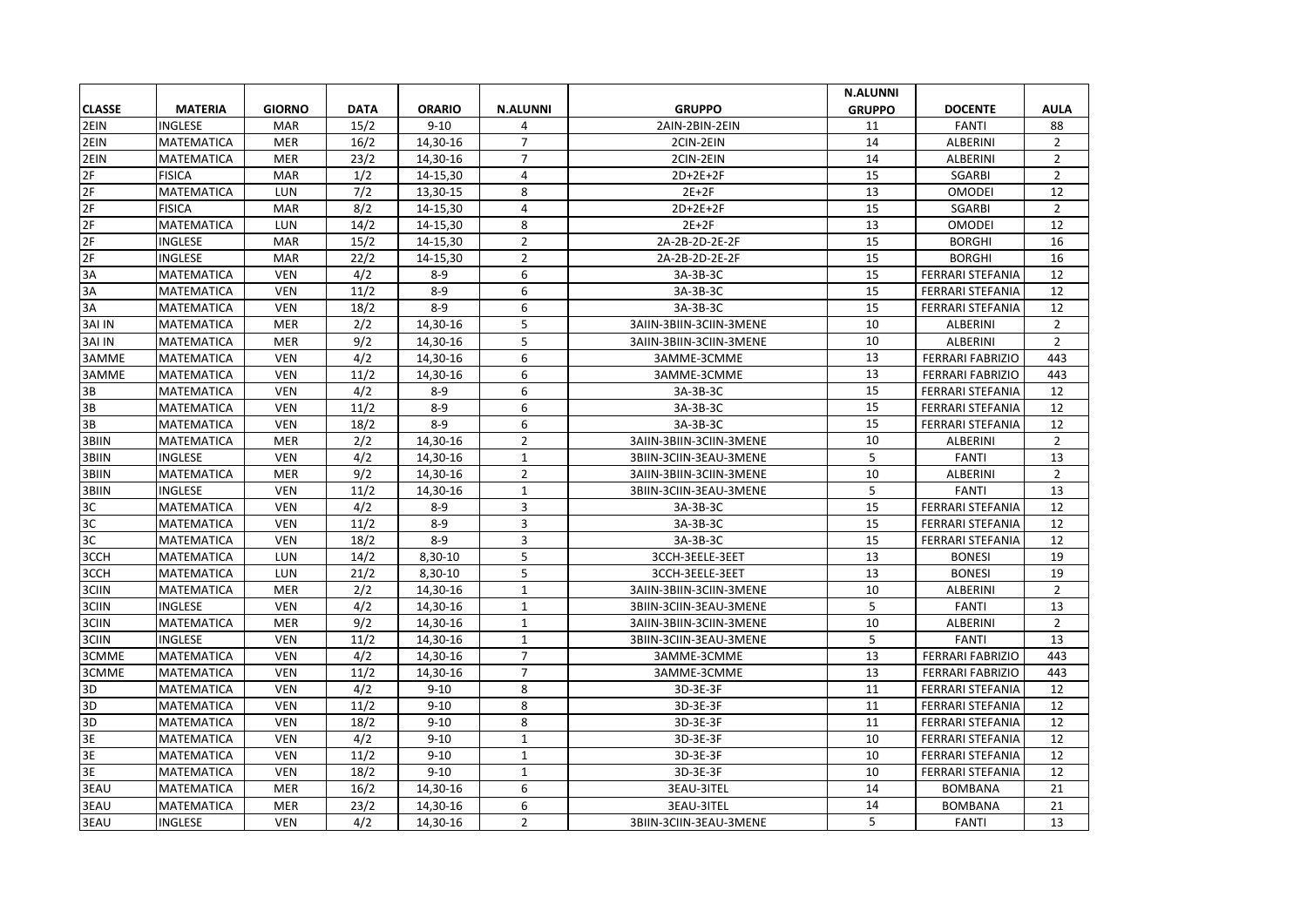| CLASSE | MATERIA | GIORNO | DATA | ORARIO | N.ALUNNI | GRUPPO | N.ALUNNI GRUPPO | DOCENTE | AULA |
|---|---|---|---|---|---|---|---|---|---|
| 2EIN | INGLESE | MAR | 15/2 | 9-10 | 4 | 2AIN-2BIN-2EIN | 11 | FANTI | 88 |
| 2EIN | MATEMATICA | MER | 16/2 | 14,30-16 | 7 | 2CIN-2EIN | 14 | ALBERINI | 2 |
| 2EIN | MATEMATICA | MER | 23/2 | 14,30-16 | 7 | 2CIN-2EIN | 14 | ALBERINI | 2 |
| 2F | FISICA | MAR | 1/2 | 14-15,30 | 4 | 2D+2E+2F | 15 | SGARBI | 2 |
| 2F | MATEMATICA | LUN | 7/2 | 13,30-15 | 8 | 2E+2F | 13 | OMODEI | 12 |
| 2F | FISICA | MAR | 8/2 | 14-15,30 | 4 | 2D+2E+2F | 15 | SGARBI | 2 |
| 2F | MATEMATICA | LUN | 14/2 | 14-15,30 | 8 | 2E+2F | 13 | OMODEI | 12 |
| 2F | INGLESE | MAR | 15/2 | 14-15,30 | 2 | 2A-2B-2D-2E-2F | 15 | BORGHI | 16 |
| 2F | INGLESE | MAR | 22/2 | 14-15,30 | 2 | 2A-2B-2D-2E-2F | 15 | BORGHI | 16 |
| 3A | MATEMATICA | VEN | 4/2 | 8-9 | 6 | 3A-3B-3C | 15 | FERRARI STEFANIA | 12 |
| 3A | MATEMATICA | VEN | 11/2 | 8-9 | 6 | 3A-3B-3C | 15 | FERRARI STEFANIA | 12 |
| 3A | MATEMATICA | VEN | 18/2 | 8-9 | 6 | 3A-3B-3C | 15 | FERRARI STEFANIA | 12 |
| 3AI IN | MATEMATICA | MER | 2/2 | 14,30-16 | 5 | 3AIIN-3BIIN-3CIIN-3MENE | 10 | ALBERINI | 2 |
| 3AI IN | MATEMATICA | MER | 9/2 | 14,30-16 | 5 | 3AIIN-3BIIN-3CIIN-3MENE | 10 | ALBERINI | 2 |
| 3AMME | MATEMATICA | VEN | 4/2 | 14,30-16 | 6 | 3AMME-3CMME | 13 | FERRARI FABRIZIO | 443 |
| 3AMME | MATEMATICA | VEN | 11/2 | 14,30-16 | 6 | 3AMME-3CMME | 13 | FERRARI FABRIZIO | 443 |
| 3B | MATEMATICA | VEN | 4/2 | 8-9 | 6 | 3A-3B-3C | 15 | FERRARI STEFANIA | 12 |
| 3B | MATEMATICA | VEN | 11/2 | 8-9 | 6 | 3A-3B-3C | 15 | FERRARI STEFANIA | 12 |
| 3B | MATEMATICA | VEN | 18/2 | 8-9 | 6 | 3A-3B-3C | 15 | FERRARI STEFANIA | 12 |
| 3BIIN | MATEMATICA | MER | 2/2 | 14,30-16 | 2 | 3AIIN-3BIIN-3CIIN-3MENE | 10 | ALBERINI | 2 |
| 3BIIN | INGLESE | VEN | 4/2 | 14,30-16 | 1 | 3BIIN-3CIIN-3EAU-3MENE | 5 | FANTI | 13 |
| 3BIIN | MATEMATICA | MER | 9/2 | 14,30-16 | 2 | 3AIIN-3BIIN-3CIIN-3MENE | 10 | ALBERINI | 2 |
| 3BIIN | INGLESE | VEN | 11/2 | 14,30-16 | 1 | 3BIIN-3CIIN-3EAU-3MENE | 5 | FANTI | 13 |
| 3C | MATEMATICA | VEN | 4/2 | 8-9 | 3 | 3A-3B-3C | 15 | FERRARI STEFANIA | 12 |
| 3C | MATEMATICA | VEN | 11/2 | 8-9 | 3 | 3A-3B-3C | 15 | FERRARI STEFANIA | 12 |
| 3C | MATEMATICA | VEN | 18/2 | 8-9 | 3 | 3A-3B-3C | 15 | FERRARI STEFANIA | 12 |
| 3CCH | MATEMATICA | LUN | 14/2 | 8,30-10 | 5 | 3CCH-3EELE-3EET | 13 | BONESI | 19 |
| 3CCH | MATEMATICA | LUN | 21/2 | 8,30-10 | 5 | 3CCH-3EELE-3EET | 13 | BONESI | 19 |
| 3CIIN | MATEMATICA | MER | 2/2 | 14,30-16 | 1 | 3AIIN-3BIIN-3CIIN-3MENE | 10 | ALBERINI | 2 |
| 3CIIN | INGLESE | VEN | 4/2 | 14,30-16 | 1 | 3BIIN-3CIIN-3EAU-3MENE | 5 | FANTI | 13 |
| 3CIIN | MATEMATICA | MER | 9/2 | 14,30-16 | 1 | 3AIIN-3BIIN-3CIIN-3MENE | 10 | ALBERINI | 2 |
| 3CIIN | INGLESE | VEN | 11/2 | 14,30-16 | 1 | 3BIIN-3CIIN-3EAU-3MENE | 5 | FANTI | 13 |
| 3CMME | MATEMATICA | VEN | 4/2 | 14,30-16 | 7 | 3AMME-3CMME | 13 | FERRARI FABRIZIO | 443 |
| 3CMME | MATEMATICA | VEN | 11/2 | 14,30-16 | 7 | 3AMME-3CMME | 13 | FERRARI FABRIZIO | 443 |
| 3D | MATEMATICA | VEN | 4/2 | 9-10 | 8 | 3D-3E-3F | 11 | FERRARI STEFANIA | 12 |
| 3D | MATEMATICA | VEN | 11/2 | 9-10 | 8 | 3D-3E-3F | 11 | FERRARI STEFANIA | 12 |
| 3D | MATEMATICA | VEN | 18/2 | 9-10 | 8 | 3D-3E-3F | 11 | FERRARI STEFANIA | 12 |
| 3E | MATEMATICA | VEN | 4/2 | 9-10 | 1 | 3D-3E-3F | 10 | FERRARI STEFANIA | 12 |
| 3E | MATEMATICA | VEN | 11/2 | 9-10 | 1 | 3D-3E-3F | 10 | FERRARI STEFANIA | 12 |
| 3E | MATEMATICA | VEN | 18/2 | 9-10 | 1 | 3D-3E-3F | 10 | FERRARI STEFANIA | 12 |
| 3EAU | MATEMATICA | MER | 16/2 | 14,30-16 | 6 | 3EAU-3ITEL | 14 | BOMBANA | 21 |
| 3EAU | MATEMATICA | MER | 23/2 | 14,30-16 | 6 | 3EAU-3ITEL | 14 | BOMBANA | 21 |
| 3EAU | INGLESE | VEN | 4/2 | 14,30-16 | 2 | 3BIIN-3CIIN-3EAU-3MENE | 5 | FANTI | 13 |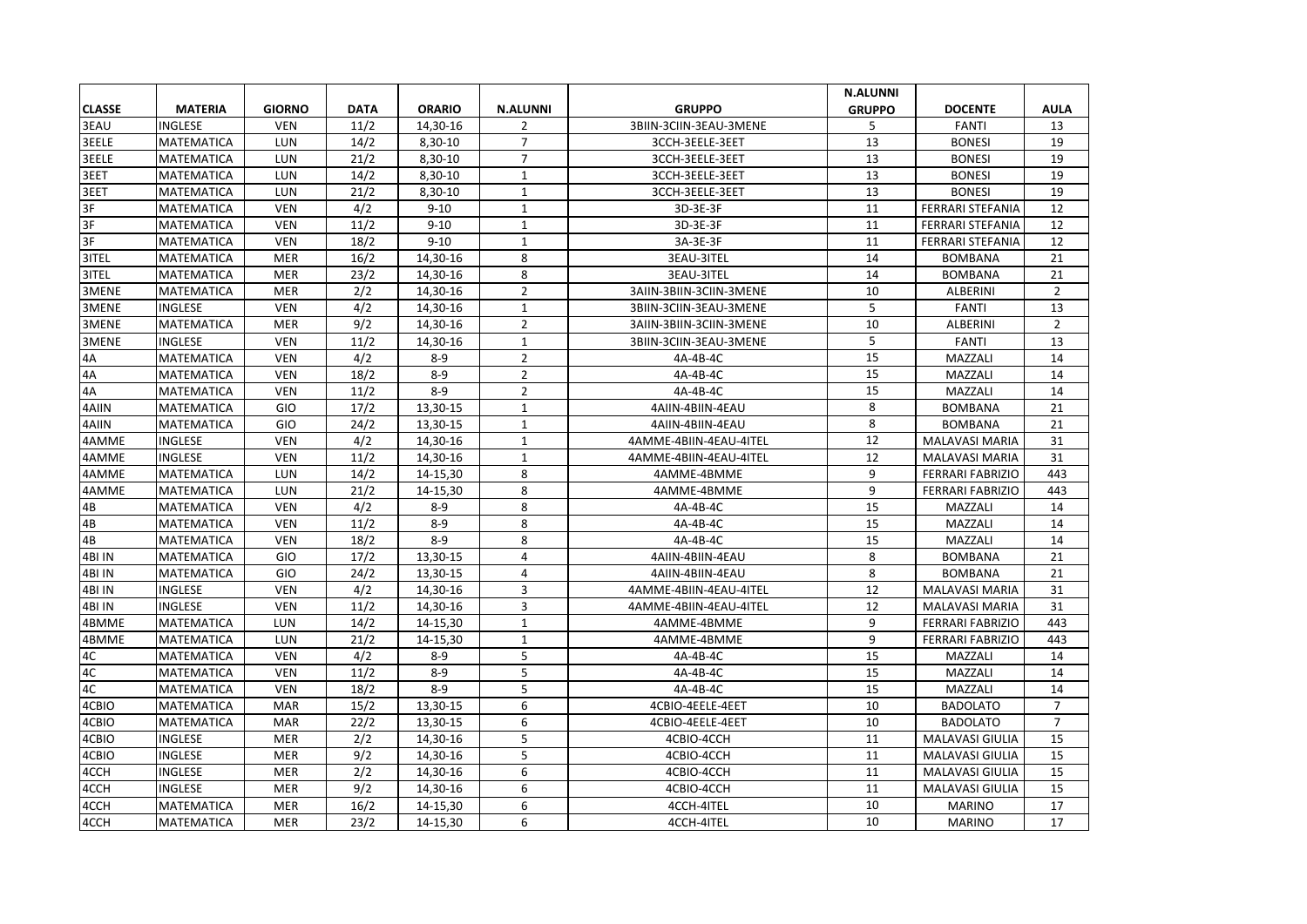| CLASSE | MATERIA | GIORNO | DATA | ORARIO | N.ALUNNI | GRUPPO | N.ALUNNI GRUPPO | DOCENTE | AULA |
|---|---|---|---|---|---|---|---|---|---|
| 3EAU | INGLESE | VEN | 11/2 | 14,30-16 | 2 | 3BIIN-3CIIN-3EAU-3MENE | 5 | FANTI | 13 |
| 3EELE | MATEMATICA | LUN | 14/2 | 8,30-10 | 7 | 3CCH-3EELE-3EET | 13 | BONESI | 19 |
| 3EELE | MATEMATICA | LUN | 21/2 | 8,30-10 | 7 | 3CCH-3EELE-3EET | 13 | BONESI | 19 |
| 3EET | MATEMATICA | LUN | 14/2 | 8,30-10 | 1 | 3CCH-3EELE-3EET | 13 | BONESI | 19 |
| 3EET | MATEMATICA | LUN | 21/2 | 8,30-10 | 1 | 3CCH-3EELE-3EET | 13 | BONESI | 19 |
| 3F | MATEMATICA | VEN | 4/2 | 9-10 | 1 | 3D-3E-3F | 11 | FERRARI STEFANIA | 12 |
| 3F | MATEMATICA | VEN | 11/2 | 9-10 | 1 | 3D-3E-3F | 11 | FERRARI STEFANIA | 12 |
| 3F | MATEMATICA | VEN | 18/2 | 9-10 | 1 | 3A-3E-3F | 11 | FERRARI STEFANIA | 12 |
| 3ITEL | MATEMATICA | MER | 16/2 | 14,30-16 | 8 | 3EAU-3ITEL | 14 | BOMBANA | 21 |
| 3ITEL | MATEMATICA | MER | 23/2 | 14,30-16 | 8 | 3EAU-3ITEL | 14 | BOMBANA | 21 |
| 3MENE | MATEMATICA | MER | 2/2 | 14,30-16 | 2 | 3AIIN-3BIIN-3CIIN-3MENE | 10 | ALBERINI | 2 |
| 3MENE | INGLESE | VEN | 4/2 | 14,30-16 | 1 | 3BIIN-3CIIN-3EAU-3MENE | 5 | FANTI | 13 |
| 3MENE | MATEMATICA | MER | 9/2 | 14,30-16 | 2 | 3AIIN-3BIIN-3CIIN-3MENE | 10 | ALBERINI | 2 |
| 3MENE | INGLESE | VEN | 11/2 | 14,30-16 | 1 | 3BIIN-3CIIN-3EAU-3MENE | 5 | FANTI | 13 |
| 4A | MATEMATICA | VEN | 4/2 | 8-9 | 2 | 4A-4B-4C | 15 | MAZZALI | 14 |
| 4A | MATEMATICA | VEN | 18/2 | 8-9 | 2 | 4A-4B-4C | 15 | MAZZALI | 14 |
| 4A | MATEMATICA | VEN | 11/2 | 8-9 | 2 | 4A-4B-4C | 15 | MAZZALI | 14 |
| 4AIIN | MATEMATICA | GIO | 17/2 | 13,30-15 | 1 | 4AIIN-4BIIN-4EAU | 8 | BOMBANA | 21 |
| 4AIIN | MATEMATICA | GIO | 24/2 | 13,30-15 | 1 | 4AIIN-4BIIN-4EAU | 8 | BOMBANA | 21 |
| 4AMME | INGLESE | VEN | 4/2 | 14,30-16 | 1 | 4AMME-4BIIN-4EAU-4ITEL | 12 | MALAVASI MARIA | 31 |
| 4AMME | INGLESE | VEN | 11/2 | 14,30-16 | 1 | 4AMME-4BIIN-4EAU-4ITEL | 12 | MALAVASI MARIA | 31 |
| 4AMME | MATEMATICA | LUN | 14/2 | 14-15,30 | 8 | 4AMME-4BMME | 9 | FERRARI FABRIZIO | 443 |
| 4AMME | MATEMATICA | LUN | 21/2 | 14-15,30 | 8 | 4AMME-4BMME | 9 | FERRARI FABRIZIO | 443 |
| 4B | MATEMATICA | VEN | 4/2 | 8-9 | 8 | 4A-4B-4C | 15 | MAZZALI | 14 |
| 4B | MATEMATICA | VEN | 11/2 | 8-9 | 8 | 4A-4B-4C | 15 | MAZZALI | 14 |
| 4B | MATEMATICA | VEN | 18/2 | 8-9 | 8 | 4A-4B-4C | 15 | MAZZALI | 14 |
| 4BI IN | MATEMATICA | GIO | 17/2 | 13,30-15 | 4 | 4AIIN-4BIIN-4EAU | 8 | BOMBANA | 21 |
| 4BI IN | MATEMATICA | GIO | 24/2 | 13,30-15 | 4 | 4AIIN-4BIIN-4EAU | 8 | BOMBANA | 21 |
| 4BI IN | INGLESE | VEN | 4/2 | 14,30-16 | 3 | 4AMME-4BIIN-4EAU-4ITEL | 12 | MALAVASI MARIA | 31 |
| 4BI IN | INGLESE | VEN | 11/2 | 14,30-16 | 3 | 4AMME-4BIIN-4EAU-4ITEL | 12 | MALAVASI MARIA | 31 |
| 4BMME | MATEMATICA | LUN | 14/2 | 14-15,30 | 1 | 4AMME-4BMME | 9 | FERRARI FABRIZIO | 443 |
| 4BMME | MATEMATICA | LUN | 21/2 | 14-15,30 | 1 | 4AMME-4BMME | 9 | FERRARI FABRIZIO | 443 |
| 4C | MATEMATICA | VEN | 4/2 | 8-9 | 5 | 4A-4B-4C | 15 | MAZZALI | 14 |
| 4C | MATEMATICA | VEN | 11/2 | 8-9 | 5 | 4A-4B-4C | 15 | MAZZALI | 14 |
| 4C | MATEMATICA | VEN | 18/2 | 8-9 | 5 | 4A-4B-4C | 15 | MAZZALI | 14 |
| 4CBIO | MATEMATICA | MAR | 15/2 | 13,30-15 | 6 | 4CBIO-4EELE-4EET | 10 | BADOLATO | 7 |
| 4CBIO | MATEMATICA | MAR | 22/2 | 13,30-15 | 6 | 4CBIO-4EELE-4EET | 10 | BADOLATO | 7 |
| 4CBIO | INGLESE | MER | 2/2 | 14,30-16 | 5 | 4CBIO-4CCH | 11 | MALAVASI GIULIA | 15 |
| 4CBIO | INGLESE | MER | 9/2 | 14,30-16 | 5 | 4CBIO-4CCH | 11 | MALAVASI GIULIA | 15 |
| 4CCH | INGLESE | MER | 2/2 | 14,30-16 | 6 | 4CBIO-4CCH | 11 | MALAVASI GIULIA | 15 |
| 4CCH | INGLESE | MER | 9/2 | 14,30-16 | 6 | 4CBIO-4CCH | 11 | MALAVASI GIULIA | 15 |
| 4CCH | MATEMATICA | MER | 16/2 | 14-15,30 | 6 | 4CCH-4ITEL | 10 | MARINO | 17 |
| 4CCH | MATEMATICA | MER | 23/2 | 14-15,30 | 6 | 4CCH-4ITEL | 10 | MARINO | 17 |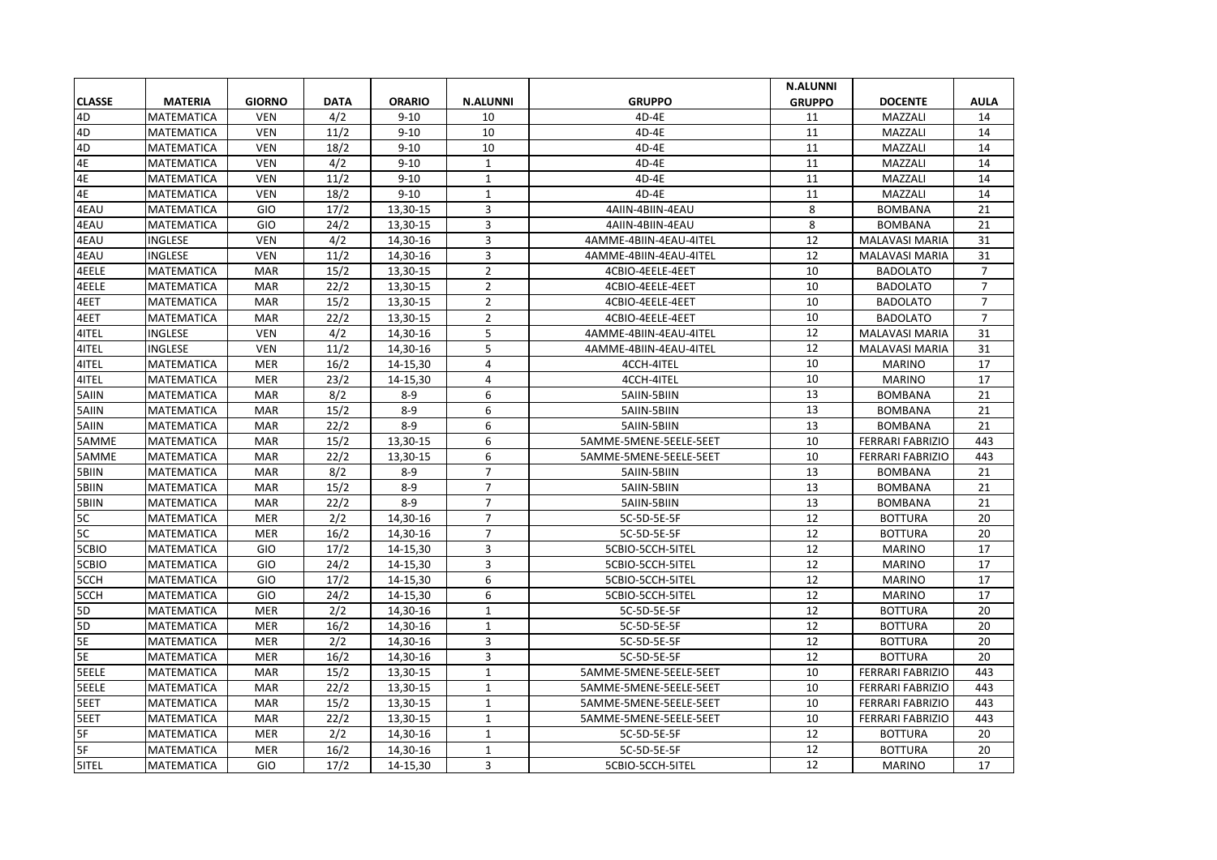| CLASSE | MATERIA | GIORNO | DATA | ORARIO | N.ALUNNI | GRUPPO | N.ALUNNI GRUPPO | DOCENTE | AULA |
|---|---|---|---|---|---|---|---|---|---|
| 4D | MATEMATICA | VEN | 4/2 | 9-10 | 10 | 4D-4E | 11 | MAZZALI | 14 |
| 4D | MATEMATICA | VEN | 11/2 | 9-10 | 10 | 4D-4E | 11 | MAZZALI | 14 |
| 4D | MATEMATICA | VEN | 18/2 | 9-10 | 10 | 4D-4E | 11 | MAZZALI | 14 |
| 4E | MATEMATICA | VEN | 4/2 | 9-10 | 1 | 4D-4E | 11 | MAZZALI | 14 |
| 4E | MATEMATICA | VEN | 11/2 | 9-10 | 1 | 4D-4E | 11 | MAZZALI | 14 |
| 4E | MATEMATICA | VEN | 18/2 | 9-10 | 1 | 4D-4E | 11 | MAZZALI | 14 |
| 4EAU | MATEMATICA | GIO | 17/2 | 13,30-15 | 3 | 4AIIN-4BIIN-4EAU | 8 | BOMBANA | 21 |
| 4EAU | MATEMATICA | GIO | 24/2 | 13,30-15 | 3 | 4AIIN-4BIIN-4EAU | 8 | BOMBANA | 21 |
| 4EAU | INGLESE | VEN | 4/2 | 14,30-16 | 3 | 4AMME-4BIIN-4EAU-4ITEL | 12 | MALAVASI MARIA | 31 |
| 4EAU | INGLESE | VEN | 11/2 | 14,30-16 | 3 | 4AMME-4BIIN-4EAU-4ITEL | 12 | MALAVASI MARIA | 31 |
| 4EELE | MATEMATICA | MAR | 15/2 | 13,30-15 | 2 | 4CBIO-4EELE-4EET | 10 | BADOLATO | 7 |
| 4EELE | MATEMATICA | MAR | 22/2 | 13,30-15 | 2 | 4CBIO-4EELE-4EET | 10 | BADOLATO | 7 |
| 4EET | MATEMATICA | MAR | 15/2 | 13,30-15 | 2 | 4CBIO-4EELE-4EET | 10 | BADOLATO | 7 |
| 4EET | MATEMATICA | MAR | 22/2 | 13,30-15 | 2 | 4CBIO-4EELE-4EET | 10 | BADOLATO | 7 |
| 4ITEL | INGLESE | VEN | 4/2 | 14,30-16 | 5 | 4AMME-4BIIN-4EAU-4ITEL | 12 | MALAVASI MARIA | 31 |
| 4ITEL | INGLESE | VEN | 11/2 | 14,30-16 | 5 | 4AMME-4BIIN-4EAU-4ITEL | 12 | MALAVASI MARIA | 31 |
| 4ITEL | MATEMATICA | MER | 16/2 | 14-15,30 | 4 | 4CCH-4ITEL | 10 | MARINO | 17 |
| 4ITEL | MATEMATICA | MER | 23/2 | 14-15,30 | 4 | 4CCH-4ITEL | 10 | MARINO | 17 |
| 5AIIN | MATEMATICA | MAR | 8/2 | 8-9 | 6 | 5AIIN-5BIIN | 13 | BOMBANA | 21 |
| 5AIIN | MATEMATICA | MAR | 15/2 | 8-9 | 6 | 5AIIN-5BIIN | 13 | BOMBANA | 21 |
| 5AIIN | MATEMATICA | MAR | 22/2 | 8-9 | 6 | 5AIIN-5BIIN | 13 | BOMBANA | 21 |
| 5AMME | MATEMATICA | MAR | 15/2 | 13,30-15 | 6 | 5AMME-5MENE-5EELE-5EET | 10 | FERRARI FABRIZIO | 443 |
| 5AMME | MATEMATICA | MAR | 22/2 | 13,30-15 | 6 | 5AMME-5MENE-5EELE-5EET | 10 | FERRARI FABRIZIO | 443 |
| 5BIIN | MATEMATICA | MAR | 8/2 | 8-9 | 7 | 5AIIN-5BIIN | 13 | BOMBANA | 21 |
| 5BIIN | MATEMATICA | MAR | 15/2 | 8-9 | 7 | 5AIIN-5BIIN | 13 | BOMBANA | 21 |
| 5BIIN | MATEMATICA | MAR | 22/2 | 8-9 | 7 | 5AIIN-5BIIN | 13 | BOMBANA | 21 |
| 5C | MATEMATICA | MER | 2/2 | 14,30-16 | 7 | 5C-5D-5E-5F | 12 | BOTTURA | 20 |
| 5C | MATEMATICA | MER | 16/2 | 14,30-16 | 7 | 5C-5D-5E-5F | 12 | BOTTURA | 20 |
| 5CBIO | MATEMATICA | GIO | 17/2 | 14-15,30 | 3 | 5CBIO-5CCH-5ITEL | 12 | MARINO | 17 |
| 5CBIO | MATEMATICA | GIO | 24/2 | 14-15,30 | 3 | 5CBIO-5CCH-5ITEL | 12 | MARINO | 17 |
| 5CCH | MATEMATICA | GIO | 17/2 | 14-15,30 | 6 | 5CBIO-5CCH-5ITEL | 12 | MARINO | 17 |
| 5CCH | MATEMATICA | GIO | 24/2 | 14-15,30 | 6 | 5CBIO-5CCH-5ITEL | 12 | MARINO | 17 |
| 5D | MATEMATICA | MER | 2/2 | 14,30-16 | 1 | 5C-5D-5E-5F | 12 | BOTTURA | 20 |
| 5D | MATEMATICA | MER | 16/2 | 14,30-16 | 1 | 5C-5D-5E-5F | 12 | BOTTURA | 20 |
| 5E | MATEMATICA | MER | 2/2 | 14,30-16 | 3 | 5C-5D-5E-5F | 12 | BOTTURA | 20 |
| 5E | MATEMATICA | MER | 16/2 | 14,30-16 | 3 | 5C-5D-5E-5F | 12 | BOTTURA | 20 |
| 5EELE | MATEMATICA | MAR | 15/2 | 13,30-15 | 1 | 5AMME-5MENE-5EELE-5EET | 10 | FERRARI FABRIZIO | 443 |
| 5EELE | MATEMATICA | MAR | 22/2 | 13,30-15 | 1 | 5AMME-5MENE-5EELE-5EET | 10 | FERRARI FABRIZIO | 443 |
| 5EET | MATEMATICA | MAR | 15/2 | 13,30-15 | 1 | 5AMME-5MENE-5EELE-5EET | 10 | FERRARI FABRIZIO | 443 |
| 5EET | MATEMATICA | MAR | 22/2 | 13,30-15 | 1 | 5AMME-5MENE-5EELE-5EET | 10 | FERRARI FABRIZIO | 443 |
| 5F | MATEMATICA | MER | 2/2 | 14,30-16 | 1 | 5C-5D-5E-5F | 12 | BOTTURA | 20 |
| 5F | MATEMATICA | MER | 16/2 | 14,30-16 | 1 | 5C-5D-5E-5F | 12 | BOTTURA | 20 |
| 5ITEL | MATEMATICA | GIO | 17/2 | 14-15,30 | 3 | 5CBIO-5CCH-5ITEL | 12 | MARINO | 17 |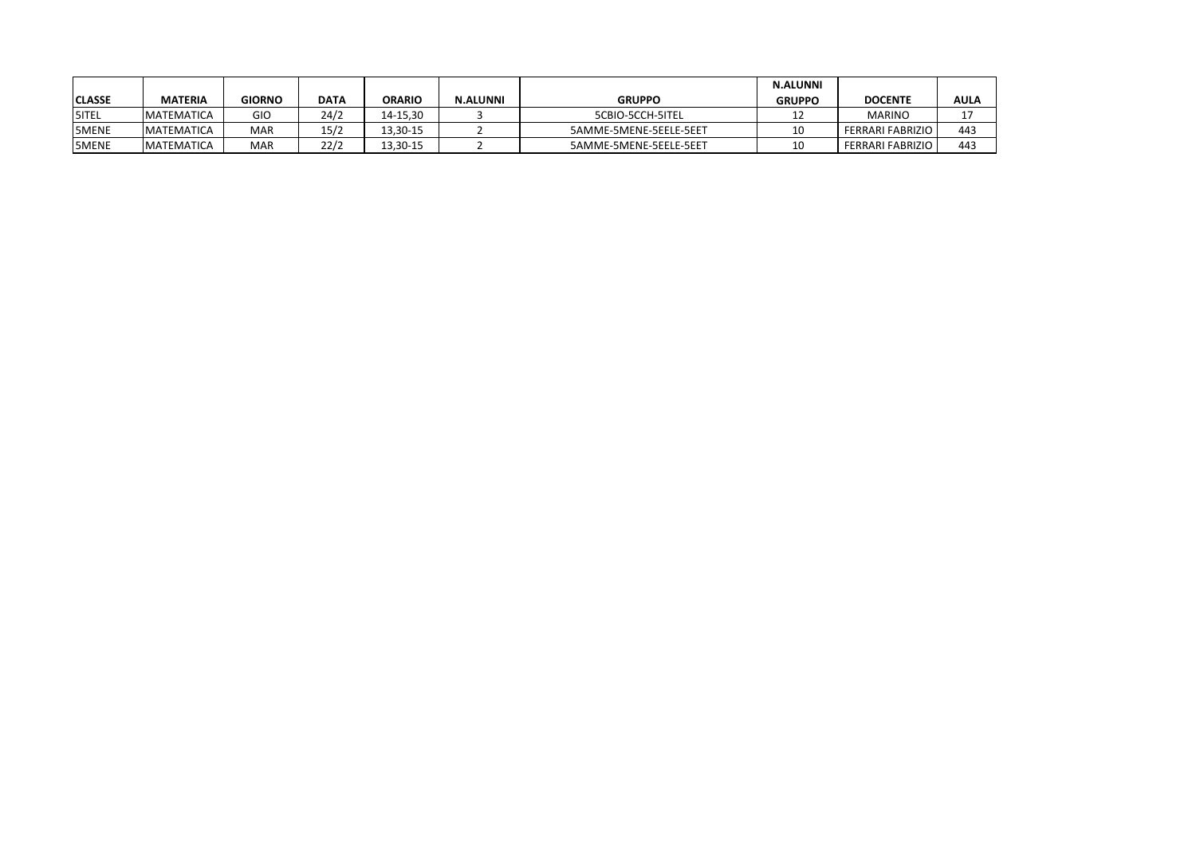| CLASSE | MATERIA | GIORNO | DATA | ORARIO | N.ALUNNI | GRUPPO | N.ALUNNI GRUPPO | DOCENTE | AULA |
|---|---|---|---|---|---|---|---|---|---|
| 5ITEL | MATEMATICA | GIO | 24/2 | 14-15,30 | 3 | 5CBIO-5CCH-5ITEL | 12 | MARINO | 17 |
| 5MENE | MATEMATICA | MAR | 15/2 | 13,30-15 | 2 | 5AMME-5MENE-5EELE-5EET | 10 | FERRARI FABRIZIO | 443 |
| 5MENE | MATEMATICA | MAR | 22/2 | 13,30-15 | 2 | 5AMME-5MENE-5EELE-5EET | 10 | FERRARI FABRIZIO | 443 |